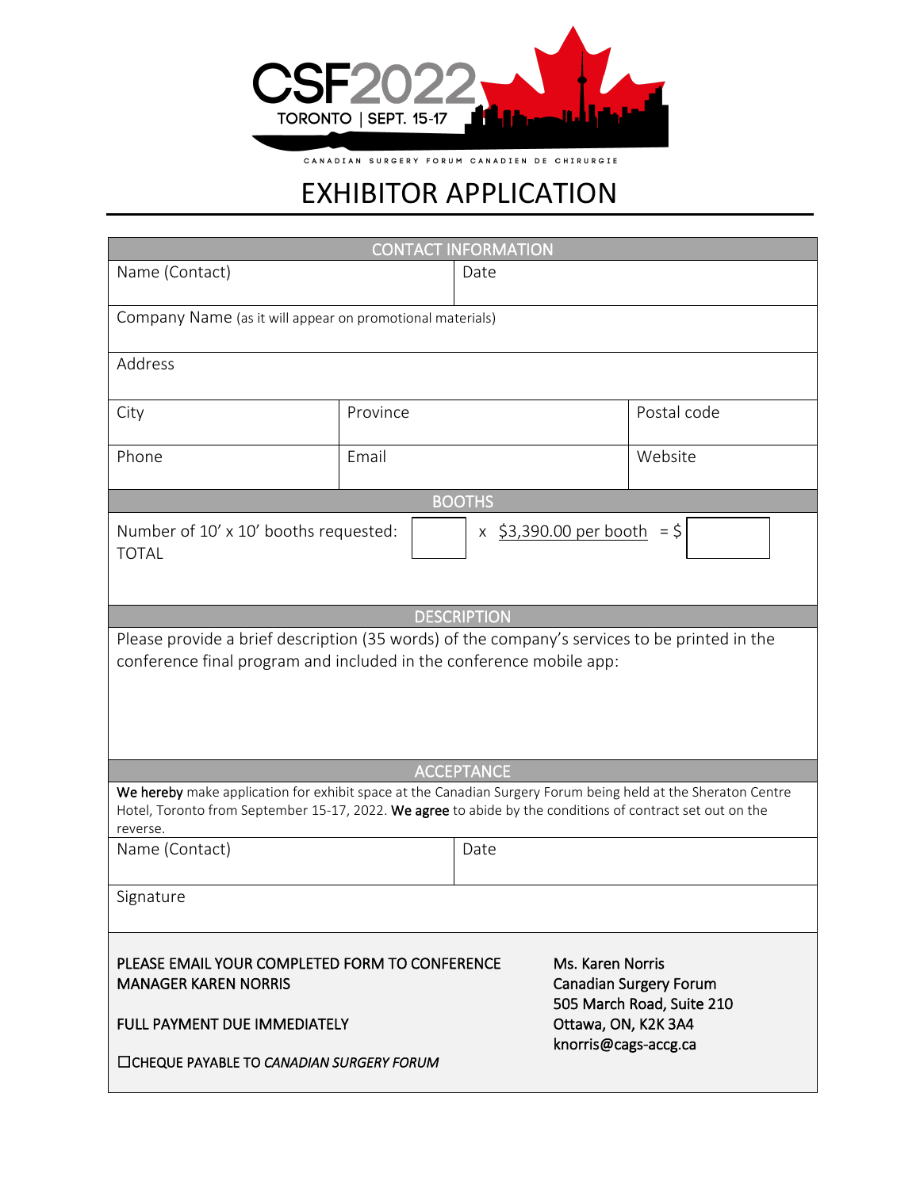CSF2022

TORONTO | SEPT. 15-17

CANADIAN SURGERY FORUM CANADIEN DE CHIRURGIE

# EXHIBITOR APPLICATION

| CONTACT INFORMATION | | |
|---|---|---|
| Name (Contact) | Date | |
| Company Name (as it will appear on promotional materials) | | |
| Address | | |
| City | Province | Postal code |
| Phone | Email | Website |

## BOOTHS

Number of 10' x 10' booths requested: TOTAL [ ] x $3,390.00 per booth = $ [ ]

## DESCRIPTION

Please provide a brief description (35 words) of the company's services to be printed in the conference final program and included in the conference mobile app:

## ACCEPTANCE

**We hereby** make application for exhibit space at the Canadian Surgery Forum being held at the Sheraton Centre Hotel, Toronto from September 15-17, 2022. **We agree** to abide by the conditions of contract set out on the reverse.

| Name (Contact) | Date |
|---|---|
| Signature | |

PLEASE EMAIL YOUR COMPLETED FORM TO CONFERENCE MANAGER KAREN NORRIS

FULL PAYMENT DUE IMMEDIATELY

☐CHEQUE PAYABLE TO *CANADIAN SURGERY FORUM*

Ms. Karen Norris
Canadian Surgery Forum
505 March Road, Suite 210
Ottawa, ON, K2K 3A4
knorris@cags-accg.ca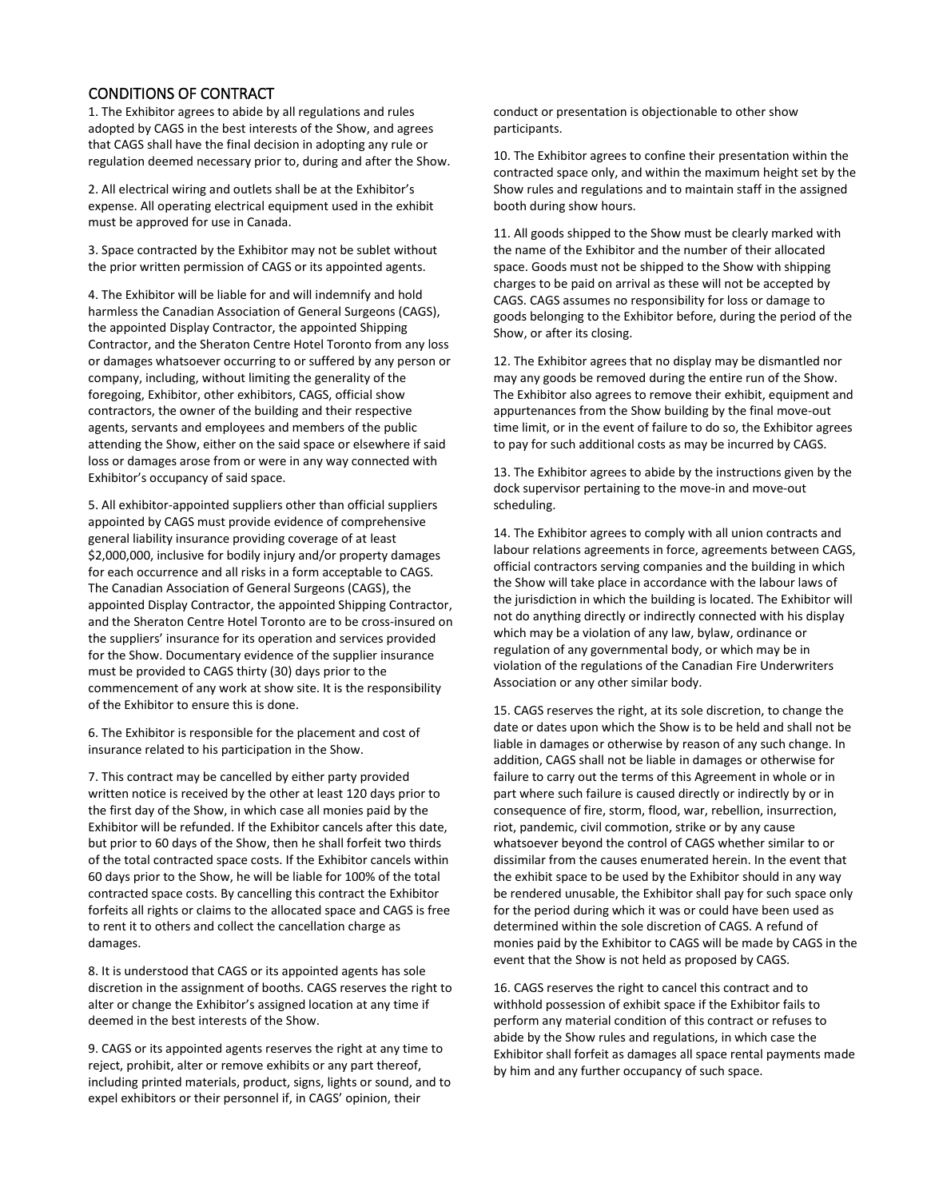## CONDITIONS OF CONTRACT

1. The Exhibitor agrees to abide by all regulations and rules adopted by CAGS in the best interests of the Show, and agrees that CAGS shall have the final decision in adopting any rule or regulation deemed necessary prior to, during and after the Show.

2. All electrical wiring and outlets shall be at the Exhibitor's expense. All operating electrical equipment used in the exhibit must be approved for use in Canada.

3. Space contracted by the Exhibitor may not be sublet without the prior written permission of CAGS or its appointed agents.

4. The Exhibitor will be liable for and will indemnify and hold harmless the Canadian Association of General Surgeons (CAGS), the appointed Display Contractor, the appointed Shipping Contractor, and the Sheraton Centre Hotel Toronto from any loss or damages whatsoever occurring to or suffered by any person or company, including, without limiting the generality of the foregoing, Exhibitor, other exhibitors, CAGS, official show contractors, the owner of the building and their respective agents, servants and employees and members of the public attending the Show, either on the said space or elsewhere if said loss or damages arose from or were in any way connected with Exhibitor's occupancy of said space.

5. All exhibitor-appointed suppliers other than official suppliers appointed by CAGS must provide evidence of comprehensive general liability insurance providing coverage of at least $2,000,000, inclusive for bodily injury and/or property damages for each occurrence and all risks in a form acceptable to CAGS. The Canadian Association of General Surgeons (CAGS), the appointed Display Contractor, the appointed Shipping Contractor, and the Sheraton Centre Hotel Toronto are to be cross-insured on the suppliers' insurance for its operation and services provided for the Show. Documentary evidence of the supplier insurance must be provided to CAGS thirty (30) days prior to the commencement of any work at show site. It is the responsibility of the Exhibitor to ensure this is done.

6. The Exhibitor is responsible for the placement and cost of insurance related to his participation in the Show.

7. This contract may be cancelled by either party provided written notice is received by the other at least 120 days prior to the first day of the Show, in which case all monies paid by the Exhibitor will be refunded. If the Exhibitor cancels after this date, but prior to 60 days of the Show, then he shall forfeit two thirds of the total contracted space costs. If the Exhibitor cancels within 60 days prior to the Show, he will be liable for 100% of the total contracted space costs. By cancelling this contract the Exhibitor forfeits all rights or claims to the allocated space and CAGS is free to rent it to others and collect the cancellation charge as damages.

8. It is understood that CAGS or its appointed agents has sole discretion in the assignment of booths. CAGS reserves the right to alter or change the Exhibitor's assigned location at any time if deemed in the best interests of the Show.

9. CAGS or its appointed agents reserves the right at any time to reject, prohibit, alter or remove exhibits or any part thereof, including printed materials, product, signs, lights or sound, and to expel exhibitors or their personnel if, in CAGS' opinion, their conduct or presentation is objectionable to other show participants.

10. The Exhibitor agrees to confine their presentation within the contracted space only, and within the maximum height set by the Show rules and regulations and to maintain staff in the assigned booth during show hours.

11. All goods shipped to the Show must be clearly marked with the name of the Exhibitor and the number of their allocated space. Goods must not be shipped to the Show with shipping charges to be paid on arrival as these will not be accepted by CAGS. CAGS assumes no responsibility for loss or damage to goods belonging to the Exhibitor before, during the period of the Show, or after its closing.

12. The Exhibitor agrees that no display may be dismantled nor may any goods be removed during the entire run of the Show. The Exhibitor also agrees to remove their exhibit, equipment and appurtenances from the Show building by the final move-out time limit, or in the event of failure to do so, the Exhibitor agrees to pay for such additional costs as may be incurred by CAGS.

13. The Exhibitor agrees to abide by the instructions given by the dock supervisor pertaining to the move-in and move-out scheduling.

14. The Exhibitor agrees to comply with all union contracts and labour relations agreements in force, agreements between CAGS, official contractors serving companies and the building in which the Show will take place in accordance with the labour laws of the jurisdiction in which the building is located. The Exhibitor will not do anything directly or indirectly connected with his display which may be a violation of any law, bylaw, ordinance or regulation of any governmental body, or which may be in violation of the regulations of the Canadian Fire Underwriters Association or any other similar body.

15. CAGS reserves the right, at its sole discretion, to change the date or dates upon which the Show is to be held and shall not be liable in damages or otherwise by reason of any such change. In addition, CAGS shall not be liable in damages or otherwise for failure to carry out the terms of this Agreement in whole or in part where such failure is caused directly or indirectly by or in consequence of fire, storm, flood, war, rebellion, insurrection, riot, pandemic, civil commotion, strike or by any cause whatsoever beyond the control of CAGS whether similar to or dissimilar from the causes enumerated herein. In the event that the exhibit space to be used by the Exhibitor should in any way be rendered unusable, the Exhibitor shall pay for such space only for the period during which it was or could have been used as determined within the sole discretion of CAGS. A refund of monies paid by the Exhibitor to CAGS will be made by CAGS in the event that the Show is not held as proposed by CAGS.

16. CAGS reserves the right to cancel this contract and to withhold possession of exhibit space if the Exhibitor fails to perform any material condition of this contract or refuses to abide by the Show rules and regulations, in which case the Exhibitor shall forfeit as damages all space rental payments made by him and any further occupancy of such space.